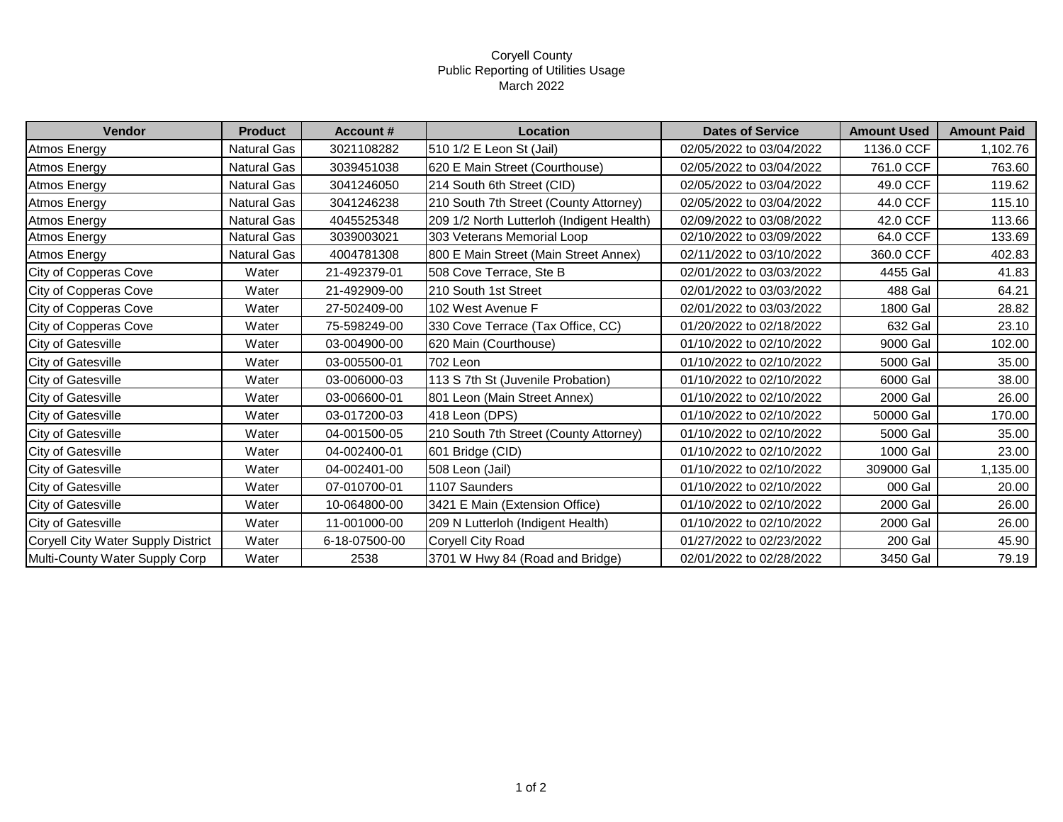Coryell County
Public Reporting of Utilities Usage
March 2022

| Vendor | Product | Account # | Location | Dates of Service | Amount Used | Amount Paid |
|---|---|---|---|---|---|---|
| Atmos Energy | Natural Gas | 3021108282 | 510 1/2 E Leon St (Jail) | 02/05/2022 to 03/04/2022 | 1136.0 CCF | 1,102.76 |
| Atmos Energy | Natural Gas | 3039451038 | 620 E Main Street (Courthouse) | 02/05/2022 to 03/04/2022 | 761.0 CCF | 763.60 |
| Atmos Energy | Natural Gas | 3041246050 | 214 South 6th Street (CID) | 02/05/2022 to 03/04/2022 | 49.0 CCF | 119.62 |
| Atmos Energy | Natural Gas | 3041246238 | 210 South 7th Street (County Attorney) | 02/05/2022 to 03/04/2022 | 44.0 CCF | 115.10 |
| Atmos Energy | Natural Gas | 4045525348 | 209 1/2 North Lutterloh (Indigent Health) | 02/09/2022 to 03/08/2022 | 42.0 CCF | 113.66 |
| Atmos Energy | Natural Gas | 3039003021 | 303 Veterans Memorial Loop | 02/10/2022 to 03/09/2022 | 64.0 CCF | 133.69 |
| Atmos Energy | Natural Gas | 4004781308 | 800 E Main Street (Main Street Annex) | 02/11/2022 to 03/10/2022 | 360.0 CCF | 402.83 |
| City of Copperas Cove | Water | 21-492379-01 | 508 Cove Terrace, Ste B | 02/01/2022 to 03/03/2022 | 4455 Gal | 41.83 |
| City of Copperas Cove | Water | 21-492909-00 | 210 South 1st Street | 02/01/2022 to 03/03/2022 | 488 Gal | 64.21 |
| City of Copperas Cove | Water | 27-502409-00 | 102 West Avenue F | 02/01/2022 to 03/03/2022 | 1800 Gal | 28.82 |
| City of Copperas Cove | Water | 75-598249-00 | 330 Cove Terrace (Tax Office, CC) | 01/20/2022 to 02/18/2022 | 632 Gal | 23.10 |
| City of Gatesville | Water | 03-004900-00 | 620 Main (Courthouse) | 01/10/2022 to 02/10/2022 | 9000 Gal | 102.00 |
| City of Gatesville | Water | 03-005500-01 | 702 Leon | 01/10/2022 to 02/10/2022 | 5000 Gal | 35.00 |
| City of Gatesville | Water | 03-006000-03 | 113 S 7th St (Juvenile Probation) | 01/10/2022 to 02/10/2022 | 6000 Gal | 38.00 |
| City of Gatesville | Water | 03-006600-01 | 801 Leon (Main Street Annex) | 01/10/2022 to 02/10/2022 | 2000 Gal | 26.00 |
| City of Gatesville | Water | 03-017200-03 | 418 Leon (DPS) | 01/10/2022 to 02/10/2022 | 50000 Gal | 170.00 |
| City of Gatesville | Water | 04-001500-05 | 210 South 7th Street (County Attorney) | 01/10/2022 to 02/10/2022 | 5000 Gal | 35.00 |
| City of Gatesville | Water | 04-002400-01 | 601 Bridge (CID) | 01/10/2022 to 02/10/2022 | 1000 Gal | 23.00 |
| City of Gatesville | Water | 04-002401-00 | 508 Leon (Jail) | 01/10/2022 to 02/10/2022 | 309000 Gal | 1,135.00 |
| City of Gatesville | Water | 07-010700-01 | 1107 Saunders | 01/10/2022 to 02/10/2022 | 000 Gal | 20.00 |
| City of Gatesville | Water | 10-064800-00 | 3421 E Main (Extension Office) | 01/10/2022 to 02/10/2022 | 2000 Gal | 26.00 |
| City of Gatesville | Water | 11-001000-00 | 209 N Lutterloh (Indigent Health) | 01/10/2022 to 02/10/2022 | 2000 Gal | 26.00 |
| Coryell City Water Supply District | Water | 6-18-07500-00 | Coryell City Road | 01/27/2022 to 02/23/2022 | 200 Gal | 45.90 |
| Multi-County Water Supply Corp | Water | 2538 | 3701 W Hwy 84 (Road and Bridge) | 02/01/2022 to 02/28/2022 | 3450 Gal | 79.19 |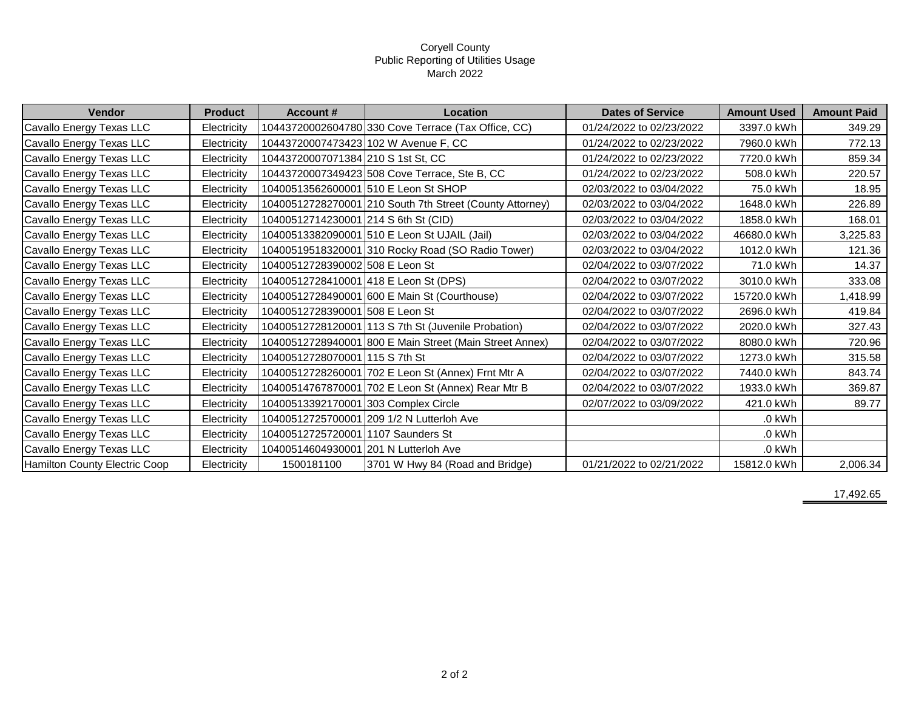Coryell County
Public Reporting of Utilities Usage
March 2022

| Vendor | Product | Account # | Location | Dates of Service | Amount Used | Amount Paid |
|---|---|---|---|---|---|---|
| Cavallo Energy Texas LLC | Electricity | 10443720002604780 | 330 Cove Terrace (Tax Office, CC) | 01/24/2022 to 02/23/2022 | 3397.0 kWh | 349.29 |
| Cavallo Energy Texas LLC | Electricity | 10443720007473423 | 102 W Avenue F, CC | 01/24/2022 to 02/23/2022 | 7960.0 kWh | 772.13 |
| Cavallo Energy Texas LLC | Electricity | 10443720007071384 | 210 S 1st St, CC | 01/24/2022 to 02/23/2022 | 7720.0 kWh | 859.34 |
| Cavallo Energy Texas LLC | Electricity | 10443720007349423 | 508 Cove Terrace, Ste B, CC | 01/24/2022 to 02/23/2022 | 508.0 kWh | 220.57 |
| Cavallo Energy Texas LLC | Electricity | 10400513562600001 | 510 E Leon St SHOP | 02/03/2022 to 03/04/2022 | 75.0 kWh | 18.95 |
| Cavallo Energy Texas LLC | Electricity | 10400512728270001 | 210 South 7th Street (County Attorney) | 02/03/2022 to 03/04/2022 | 1648.0 kWh | 226.89 |
| Cavallo Energy Texas LLC | Electricity | 10400512714230001 | 214 S 6th St (CID) | 02/03/2022 to 03/04/2022 | 1858.0 kWh | 168.01 |
| Cavallo Energy Texas LLC | Electricity | 10400513382090001 | 510 E Leon St UJAIL (Jail) | 02/03/2022 to 03/04/2022 | 46680.0 kWh | 3,225.83 |
| Cavallo Energy Texas LLC | Electricity | 10400519518320001 | 310 Rocky Road (SO Radio Tower) | 02/03/2022 to 03/04/2022 | 1012.0 kWh | 121.36 |
| Cavallo Energy Texas LLC | Electricity | 10400512728390002 | 508 E Leon St | 02/04/2022 to 03/07/2022 | 71.0 kWh | 14.37 |
| Cavallo Energy Texas LLC | Electricity | 10400512728410001 | 418 E Leon St (DPS) | 02/04/2022 to 03/07/2022 | 3010.0 kWh | 333.08 |
| Cavallo Energy Texas LLC | Electricity | 10400512728490001 | 600 E Main St (Courthouse) | 02/04/2022 to 03/07/2022 | 15720.0 kWh | 1,418.99 |
| Cavallo Energy Texas LLC | Electricity | 10400512728390001 | 508 E Leon St | 02/04/2022 to 03/07/2022 | 2696.0 kWh | 419.84 |
| Cavallo Energy Texas LLC | Electricity | 10400512728120001 | 113 S 7th St (Juvenile Probation) | 02/04/2022 to 03/07/2022 | 2020.0 kWh | 327.43 |
| Cavallo Energy Texas LLC | Electricity | 10400512728940001 | 800 E Main Street (Main Street Annex) | 02/04/2022 to 03/07/2022 | 8080.0 kWh | 720.96 |
| Cavallo Energy Texas LLC | Electricity | 10400512728070001 | 115 S 7th St | 02/04/2022 to 03/07/2022 | 1273.0 kWh | 315.58 |
| Cavallo Energy Texas LLC | Electricity | 10400512728260001 | 702 E Leon St (Annex) Frnt Mtr A | 02/04/2022 to 03/07/2022 | 7440.0 kWh | 843.74 |
| Cavallo Energy Texas LLC | Electricity | 10400514767870001 | 702 E Leon St (Annex) Rear Mtr B | 02/04/2022 to 03/07/2022 | 1933.0 kWh | 369.87 |
| Cavallo Energy Texas LLC | Electricity | 10400513392170001 | 303 Complex Circle | 02/07/2022 to 03/09/2022 | 421.0 kWh | 89.77 |
| Cavallo Energy Texas LLC | Electricity | 10400512725700001 | 209 1/2 N Lutterloh Ave | | .0 kWh | |
| Cavallo Energy Texas LLC | Electricity | 10400512725720001 | 1107 Saunders St | | .0 kWh | |
| Cavallo Energy Texas LLC | Electricity | 10400514604930001 | 201 N Lutterloh Ave | | .0 kWh | |
| Hamilton County Electric Coop | Electricity | 1500181100 | 3701 W Hwy 84 (Road and Bridge) | 01/21/2022 to 02/21/2022 | 15812.0 kWh | 2,006.34 |
| | | | | | | 17,492.65 |